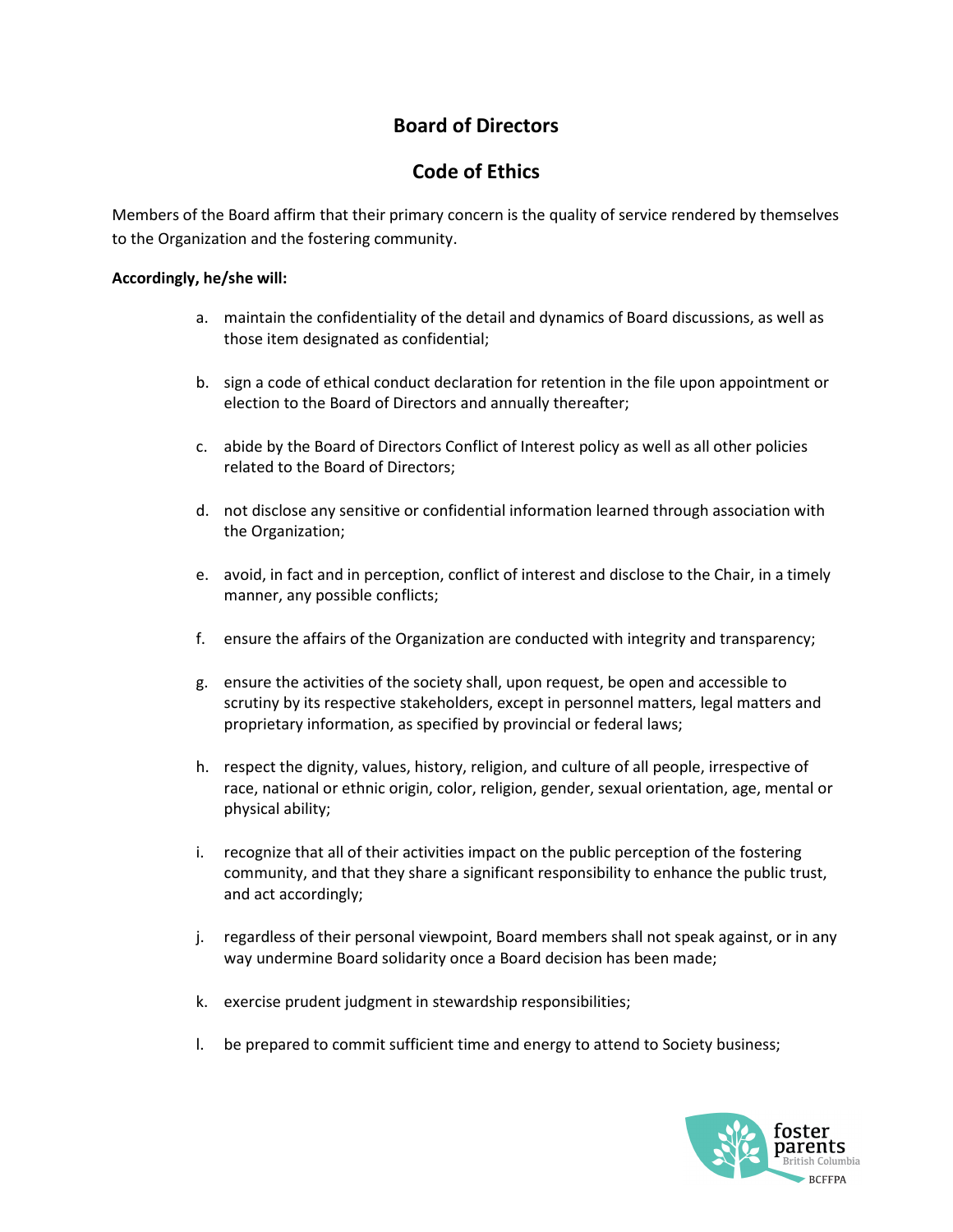# Board of Directors

## Code of Ethics

Members of the Board affirm that their primary concern is the quality of service rendered by themselves to the Organization and the fostering community.

**Accordingly, he/she will:**

a. maintain the confidentiality of the detail and dynamics of Board discussions, as well as those item designated as confidential;

b. sign a code of ethical conduct declaration for retention in the file upon appointment or election to the Board of Directors and annually thereafter;

c. abide by the Board of Directors Conflict of Interest policy as well as all other policies related to the Board of Directors;

d. not disclose any sensitive or confidential information learned through association with the Organization;

e. avoid, in fact and in perception, conflict of interest and disclose to the Chair, in a timely manner, any possible conflicts;

f. ensure the affairs of the Organization are conducted with integrity and transparency;

g. ensure the activities of the society shall, upon request, be open and accessible to scrutiny by its respective stakeholders, except in personnel matters, legal matters and proprietary information, as specified by provincial or federal laws;

h. respect the dignity, values, history, religion, and culture of all people, irrespective of race, national or ethnic origin, color, religion, gender, sexual orientation, age, mental or physical ability;

i. recognize that all of their activities impact on the public perception of the fostering community, and that they share a significant responsibility to enhance the public trust, and act accordingly;

j. regardless of their personal viewpoint, Board members shall not speak against, or in any way undermine Board solidarity once a Board decision has been made;

k. exercise prudent judgment in stewardship responsibilities;

l. be prepared to commit sufficient time and energy to attend to Society business;

foster parents British Columbia BCFFPA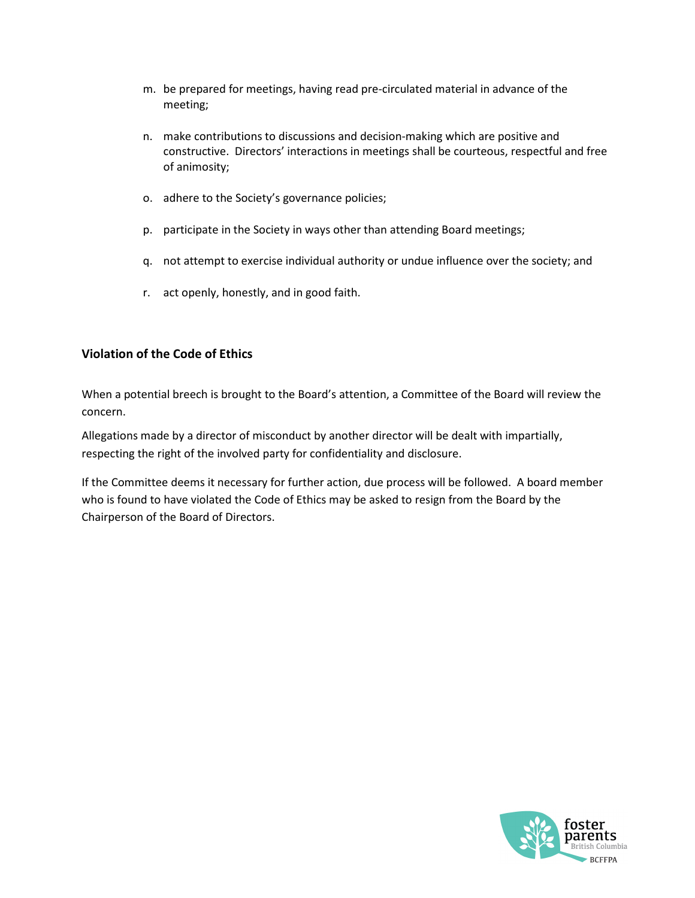m. be prepared for meetings, having read pre-circulated material in advance of the meeting;

n. make contributions to discussions and decision-making which are positive and constructive. Directors' interactions in meetings shall be courteous, respectful and free of animosity;

o. adhere to the Society's governance policies;

p. participate in the Society in ways other than attending Board meetings;

q. not attempt to exercise individual authority or undue influence over the society; and

r. act openly, honestly, and in good faith.

### Violation of the Code of Ethics

When a potential breech is brought to the Board's attention, a Committee of the Board will review the concern.

Allegations made by a director of misconduct by another director will be dealt with impartially, respecting the right of the involved party for confidentiality and disclosure.

If the Committee deems it necessary for further action, due process will be followed. A board member who is found to have violated the Code of Ethics may be asked to resign from the Board by the Chairperson of the Board of Directors.